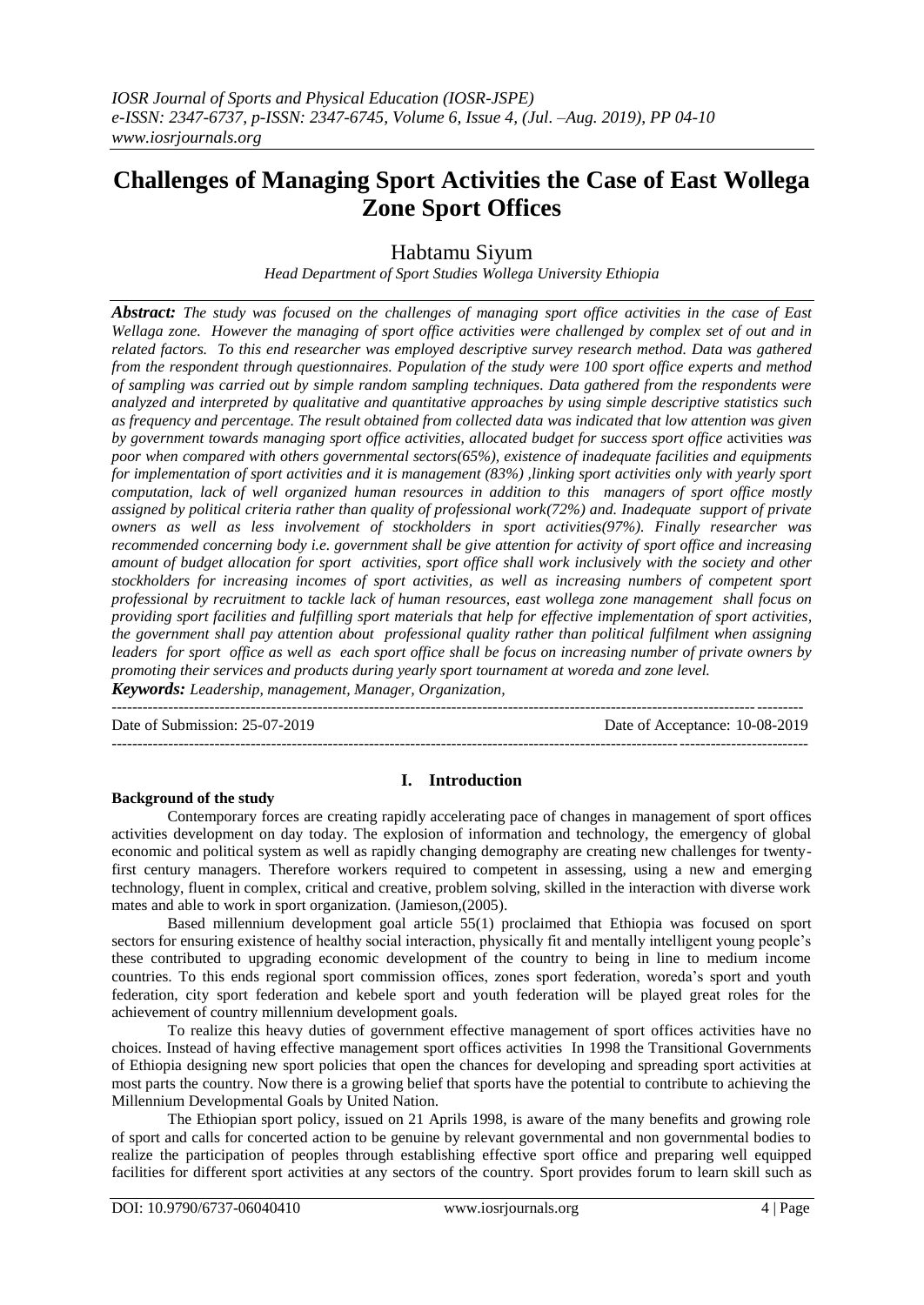# Challenges of Managing Sport Activities the Case of East Wollega Zone Sport Offices

## Habtamu Siyum

*Head Department of Sport Studies Wollega University Ethiopia*

***Abstract:*** *The study was focused on the challenges of managing sport office activities in the case of East Wellaga zone. However the managing of sport office activities were challenged by complex set of out and in related factors. To this end researcher was employed descriptive survey research method. Data was gathered from the respondent through questionnaires. Population of the study were 100 sport office experts and method of sampling was carried out by simple random sampling techniques. Data gathered from the respondents were analyzed and interpreted by qualitative and quantitative approaches by using simple descriptive statistics such as frequency and percentage. The result obtained from collected data was indicated that low attention was given by government towards managing sport office activities, allocated budget for success sport office* activities *was poor when compared with others governmental sectors(65%), existence of inadequate facilities and equipments for implementation of sport activities and it is management (83%) ,linking sport activities only with yearly sport computation, lack of well organized human resources in addition to this managers of sport office mostly assigned by political criteria rather than quality of professional work(72%) and. Inadequate support of private owners as well as less involvement of stockholders in sport activities(97%). Finally researcher was recommended concerning body i.e. government shall be give attention for activity of sport office and increasing amount of budget allocation for sport activities, sport office shall work inclusively with the society and other stockholders for increasing incomes of sport activities, as well as increasing numbers of competent sport professional by recruitment to tackle lack of human resources, east wollega zone management shall focus on providing sport facilities and fulfilling sport materials that help for effective implementation of sport activities, the government shall pay attention about professional quality rather than political fulfilment when assigning leaders for sport office as well as each sport office shall be focus on increasing number of private owners by promoting their services and products during yearly sport tournament at woreda and zone level.*

***Keywords:*** *Leadership, management, Manager, Organization,*

Date of Submission: 25-07-2019 | Date of Acceptance: 10-08-2019

## I. Introduction

### Background of the study

Contemporary forces are creating rapidly accelerating pace of changes in management of sport offices activities development on day today. The explosion of information and technology, the emergency of global economic and political system as well as rapidly changing demography are creating new challenges for twenty-first century managers. Therefore workers required to competent in assessing, using a new and emerging technology, fluent in complex, critical and creative, problem solving, skilled in the interaction with diverse work mates and able to work in sport organization. (Jamieson,(2005).

Based millennium development goal article 55(1) proclaimed that Ethiopia was focused on sport sectors for ensuring existence of healthy social interaction, physically fit and mentally intelligent young people's these contributed to upgrading economic development of the country to being in line to medium income countries. To this ends regional sport commission offices, zones sport federation, woreda's sport and youth federation, city sport federation and kebele sport and youth federation will be played great roles for the achievement of country millennium development goals.

To realize this heavy duties of government effective management of sport offices activities have no choices. Instead of having effective management sport offices activities In 1998 the Transitional Governments of Ethiopia designing new sport policies that open the chances for developing and spreading sport activities at most parts the country. Now there is a growing belief that sports have the potential to contribute to achieving the Millennium Developmental Goals by United Nation.

The Ethiopian sport policy, issued on 21 Aprils 1998, is aware of the many benefits and growing role of sport and calls for concerted action to be genuine by relevant governmental and non governmental bodies to realize the participation of peoples through establishing effective sport office and preparing well equipped facilities for different sport activities at any sectors of the country. Sport provides forum to learn skill such as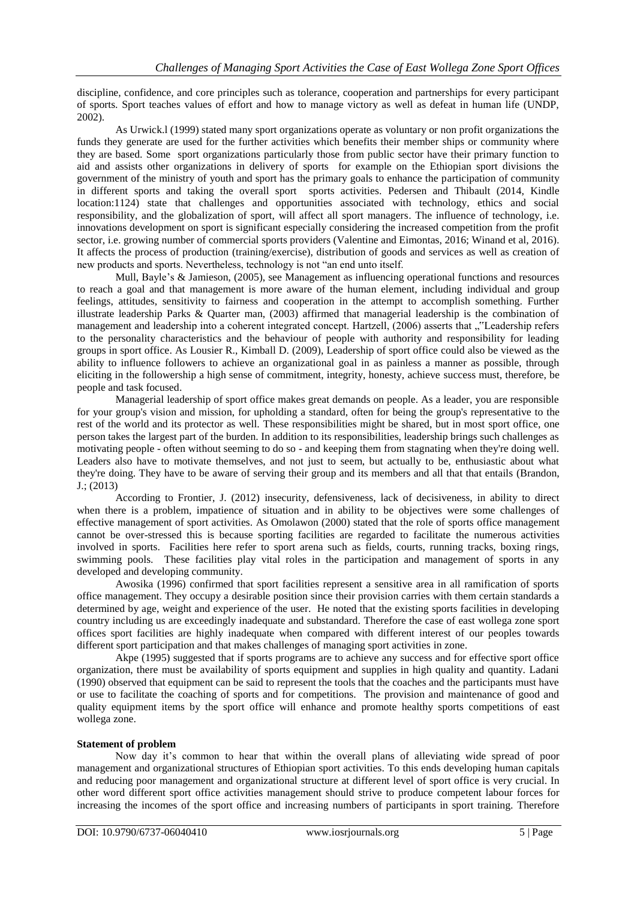discipline, confidence, and core principles such as tolerance, cooperation and partnerships for every participant of sports. Sport teaches values of effort and how to manage victory as well as defeat in human life (UNDP, 2002).

As Urwick.l (1999) stated many sport organizations operate as voluntary or non profit organizations the funds they generate are used for the further activities which benefits their member ships or community where they are based. Some sport organizations particularly those from public sector have their primary function to aid and assists other organizations in delivery of sports for example on the Ethiopian sport divisions the government of the ministry of youth and sport has the primary goals to enhance the participation of community in different sports and taking the overall sport sports activities. Pedersen and Thibault (2014, Kindle location:1124) state that challenges and opportunities associated with technology, ethics and social responsibility, and the globalization of sport, will affect all sport managers. The influence of technology, i.e. innovations development on sport is significant especially considering the increased competition from the profit sector, i.e. growing number of commercial sports providers (Valentine and Eimontas, 2016; Winand et al, 2016). It affects the process of production (training/exercise), distribution of goods and services as well as creation of new products and sports. Nevertheless, technology is not "an end unto itself.

Mull, Bayle's & Jamieson, (2005), see Management as influencing operational functions and resources to reach a goal and that management is more aware of the human element, including individual and group feelings, attitudes, sensitivity to fairness and cooperation in the attempt to accomplish something. Further illustrate leadership Parks & Quarter man, (2003) affirmed that managerial leadership is the combination of management and leadership into a coherent integrated concept. Hartzell, (2006) asserts that „"Leadership refers to the personality characteristics and the behaviour of people with authority and responsibility for leading groups in sport office. As Lousier R., Kimball D. (2009), Leadership of sport office could also be viewed as the ability to influence followers to achieve an organizational goal in as painless a manner as possible, through eliciting in the followership a high sense of commitment, integrity, honesty, achieve success must, therefore, be people and task focused.

Managerial leadership of sport office makes great demands on people. As a leader, you are responsible for your group's vision and mission, for upholding a standard, often for being the group's representative to the rest of the world and its protector as well. These responsibilities might be shared, but in most sport office, one person takes the largest part of the burden. In addition to its responsibilities, leadership brings such challenges as motivating people - often without seeming to do so - and keeping them from stagnating when they're doing well. Leaders also have to motivate themselves, and not just to seem, but actually to be, enthusiastic about what they're doing. They have to be aware of serving their group and its members and all that that entails (Brandon, J.; (2013)

According to Frontier, J. (2012) insecurity, defensiveness, lack of decisiveness, in ability to direct when there is a problem, impatience of situation and in ability to be objectives were some challenges of effective management of sport activities. As Omolawon (2000) stated that the role of sports office management cannot be over-stressed this is because sporting facilities are regarded to facilitate the numerous activities involved in sports. Facilities here refer to sport arena such as fields, courts, running tracks, boxing rings, swimming pools. These facilities play vital roles in the participation and management of sports in any developed and developing community.

Awosika (1996) confirmed that sport facilities represent a sensitive area in all ramification of sports office management. They occupy a desirable position since their provision carries with them certain standards a determined by age, weight and experience of the user. He noted that the existing sports facilities in developing country including us are exceedingly inadequate and substandard. Therefore the case of east wollega zone sport offices sport facilities are highly inadequate when compared with different interest of our peoples towards different sport participation and that makes challenges of managing sport activities in zone.

Akpe (1995) suggested that if sports programs are to achieve any success and for effective sport office organization, there must be availability of sports equipment and supplies in high quality and quantity. Ladani (1990) observed that equipment can be said to represent the tools that the coaches and the participants must have or use to facilitate the coaching of sports and for competitions. The provision and maintenance of good and quality equipment items by the sport office will enhance and promote healthy sports competitions of east wollega zone.

**Statement of problem**

Now day it's common to hear that within the overall plans of alleviating wide spread of poor management and organizational structures of Ethiopian sport activities. To this ends developing human capitals and reducing poor management and organizational structure at different level of sport office is very crucial. In other word different sport office activities management should strive to produce competent labour forces for increasing the incomes of the sport office and increasing numbers of participants in sport training. Therefore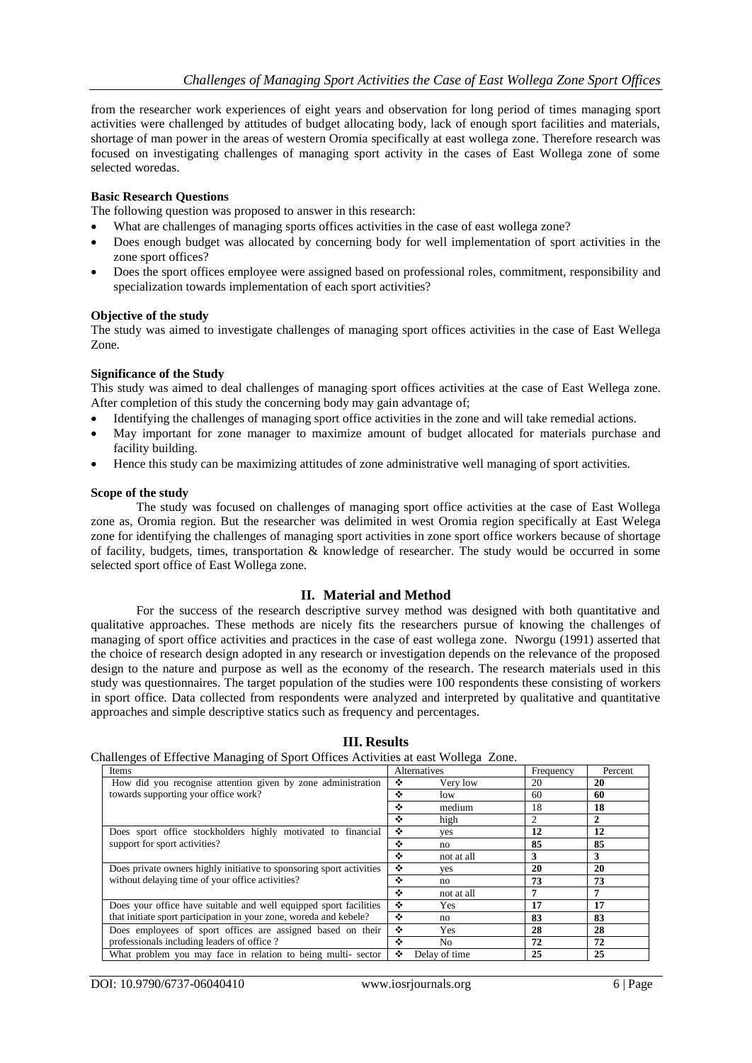from the researcher work experiences of eight years and observation for long period of times managing sport activities were challenged by attitudes of budget allocating body, lack of enough sport facilities and materials, shortage of man power in the areas of western Oromia specifically at east wollega zone. Therefore research was focused on investigating challenges of managing sport activity in the cases of East Wollega zone of some selected woredas.

**Basic Research Questions**

The following question was proposed to answer in this research:

- What are challenges of managing sports offices activities in the case of east wollega zone?
- Does enough budget was allocated by concerning body for well implementation of sport activities in the zone sport offices?
- Does the sport offices employee were assigned based on professional roles, commitment, responsibility and specialization towards implementation of each sport activities?

**Objective of the study**

The study was aimed to investigate challenges of managing sport offices activities in the case of East Wellega Zone.

**Significance of the Study**

This study was aimed to deal challenges of managing sport offices activities at the case of East Wellega zone. After completion of this study the concerning body may gain advantage of;

- Identifying the challenges of managing sport office activities in the zone and will take remedial actions.
- May important for zone manager to maximize amount of budget allocated for materials purchase and facility building.
- Hence this study can be maximizing attitudes of zone administrative well managing of sport activities.

**Scope of the study**

The study was focused on challenges of managing sport office activities at the case of East Wollega zone as, Oromia region. But the researcher was delimited in west Oromia region specifically at East Welega zone for identifying the challenges of managing sport activities in zone sport office workers because of shortage of facility, budgets, times, transportation & knowledge of researcher. The study would be occurred in some selected sport office of East Wollega zone.

## II. Material and Method

For the success of the research descriptive survey method was designed with both quantitative and qualitative approaches. These methods are nicely fits the researchers pursue of knowing the challenges of managing of sport office activities and practices in the case of east wollega zone. Nworgu (1991) asserted that the choice of research design adopted in any research or investigation depends on the relevance of the proposed design to the nature and purpose as well as the economy of the research. The research materials used in this study was questionnaires. The target population of the studies were 100 respondents these consisting of workers in sport office. Data collected from respondents were analyzed and interpreted by qualitative and quantitative approaches and simple descriptive statics such as frequency and percentages.

## III. Results

Challenges of Effective Managing of Sport Offices Activities at east Wollega Zone.

| Items | Alternatives | Frequency | Percent |
|---|---|---|---|
| How did you recognise attention given by zone administration towards supporting your office work? | ❖ Very low | 20 | **20** |
| | ❖ low | 60 | **60** |
| | ❖ medium | 18 | **18** |
| | ❖ high | 2 | **2** |
| Does sport office stockholders highly motivated to financial support for sport activities? | ❖ yes | **12** | **12** |
| | ❖ no | **85** | **85** |
| | ❖ not at all | **3** | **3** |
| Does private owners highly initiative to sponsoring sport activities without delaying time of your office activities? | ❖ yes | **20** | **20** |
| | ❖ no | **73** | **73** |
| | ❖ not at all | **7** | **7** |
| Does your office have suitable and well equipped sport facilities that initiate sport participation in your zone, woreda and kebele? | ❖ Yes | **17** | **17** |
| | ❖ no | **83** | **83** |
| Does employees of sport offices are assigned based on their professionals including leaders of office ? | ❖ Yes | **28** | **28** |
| | ❖ No | **72** | **72** |
| What problem you may face in relation to being multi- sector | ❖ Delay of time | **25** | **25** |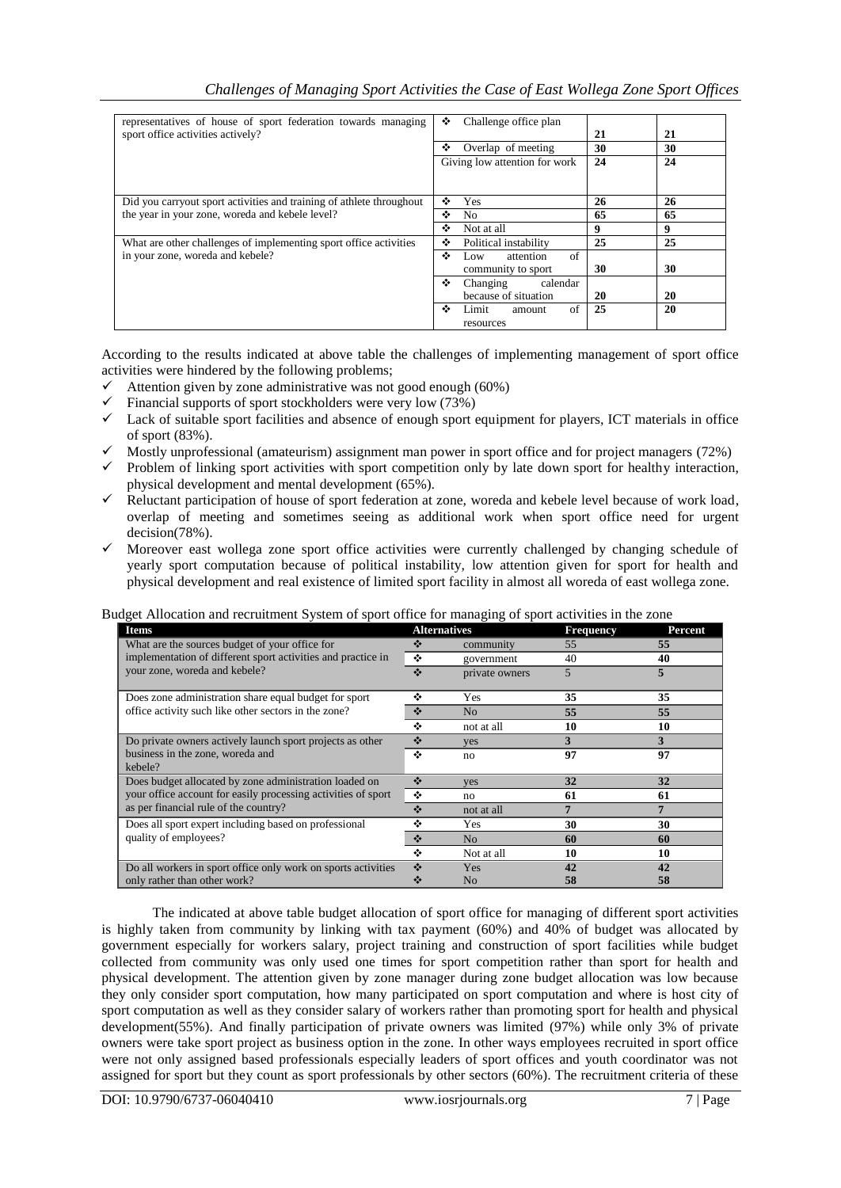| | | | |
|---|---|---|---|
| representatives of house of sport federation towards managing sport office activities actively? | ❖ Challenge office plan | 21 | 21 |
| | ❖ Overlap of meeting | 30 | 30 |
| | Giving low attention for work | 24 | 24 |
| Did you carryout sport activities and training of athlete throughout the year in your zone, woreda and kebele level? | ❖ Yes | 26 | 26 |
| | ❖ No | 65 | 65 |
| | ❖ Not at all | 9 | 9 |
| What are other challenges of implementing sport office activities in your zone, woreda and kebele? | ❖ Political instability | 25 | 25 |
| | ❖ Low attention of community to sport | 30 | 30 |
| | ❖ Changing calendar because of situation | 20 | 20 |
| | ❖ Limit amount of resources | 25 | 20 |

According to the results indicated at above table the challenges of implementing management of sport office activities were hindered by the following problems;

- ✓ Attention given by zone administrative was not good enough (60%)
- ✓ Financial supports of sport stockholders were very low (73%)
- ✓ Lack of suitable sport facilities and absence of enough sport equipment for players, ICT materials in office of sport (83%).
- ✓ Mostly unprofessional (amateurism) assignment man power in sport office and for project managers (72%)
- ✓ Problem of linking sport activities with sport competition only by late down sport for healthy interaction, physical development and mental development (65%).
- ✓ Reluctant participation of house of sport federation at zone, woreda and kebele level because of work load, overlap of meeting and sometimes seeing as additional work when sport office need for urgent decision(78%).
- ✓ Moreover east wollega zone sport office activities were currently challenged by changing schedule of yearly sport computation because of political instability, low attention given for sport for health and physical development and real existence of limited sport facility in almost all woreda of east wollega zone.

Budget Allocation and recruitment System of sport office for managing of sport activities in the zone

| Items | Alternatives | Frequency | Percent |
|---|---|---|---|
| What are the sources budget of your office for implementation of different sport activities and practice in your zone, woreda and kebele? | ❖ community | 55 | 55 |
| | ❖ government | 40 | 40 |
| | ❖ private owners | 5 | 5 |
| Does zone administration share equal budget for sport office activity such like other sectors in the zone? | ❖ Yes | 35 | 35 |
| | ❖ No | 55 | 55 |
| | ❖ not at all | 10 | 10 |
| Do private owners actively launch sport projects as other business in the zone, woreda and kebele? | ❖ yes | 3 | 3 |
| | ❖ no | 97 | 97 |
| Does budget allocated by zone administration loaded on your office account for easily processing activities of sport as per financial rule of the country? | ❖ yes | 32 | 32 |
| | ❖ no | 61 | 61 |
| | ❖ not at all | 7 | 7 |
| Does all sport expert including based on professional quality of employees? | ❖ Yes | 30 | 30 |
| | ❖ No | 60 | 60 |
| | ❖ Not at all | 10 | 10 |
| Do all workers in sport office only work on sports activities only rather than other work? | ❖ Yes | 42 | 42 |
| | ❖ No | 58 | 58 |

The indicated at above table budget allocation of sport office for managing of different sport activities is highly taken from community by linking with tax payment (60%) and 40% of budget was allocated by government especially for workers salary, project training and construction of sport facilities while budget collected from community was only used one times for sport competition rather than sport for health and physical development. The attention given by zone manager during zone budget allocation was low because they only consider sport computation, how many participated on sport computation and where is host city of sport computation as well as they consider salary of workers rather than promoting sport for health and physical development(55%). And finally participation of private owners was limited (97%) while only 3% of private owners were take sport project as business option in the zone. In other ways employees recruited in sport office were not only assigned based professionals especially leaders of sport offices and youth coordinator was not assigned for sport but they count as sport professionals by other sectors (60%). The recruitment criteria of these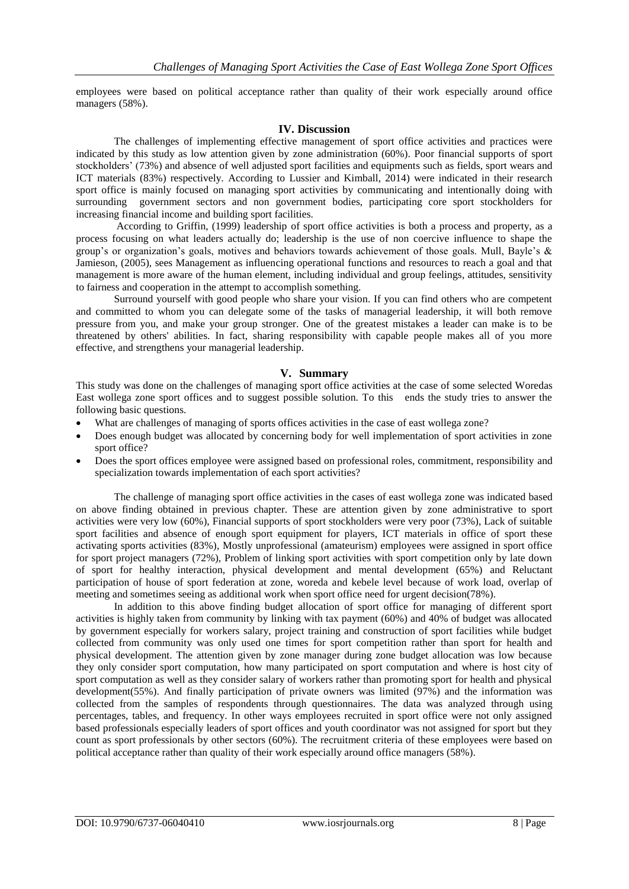employees were based on political acceptance rather than quality of their work especially around office managers (58%).

## IV. Discussion

The challenges of implementing effective management of sport office activities and practices were indicated by this study as low attention given by zone administration (60%). Poor financial supports of sport stockholders' (73%) and absence of well adjusted sport facilities and equipments such as fields, sport wears and ICT materials (83%) respectively. According to Lussier and Kimball, 2014) were indicated in their research sport office is mainly focused on managing sport activities by communicating and intentionally doing with surrounding government sectors and non government bodies, participating core sport stockholders for increasing financial income and building sport facilities.

According to Griffin, (1999) leadership of sport office activities is both a process and property, as a process focusing on what leaders actually do; leadership is the use of non coercive influence to shape the group's or organization's goals, motives and behaviors towards achievement of those goals. Mull, Bayle's & Jamieson, (2005), sees Management as influencing operational functions and resources to reach a goal and that management is more aware of the human element, including individual and group feelings, attitudes, sensitivity to fairness and cooperation in the attempt to accomplish something.

Surround yourself with good people who share your vision. If you can find others who are competent and committed to whom you can delegate some of the tasks of managerial leadership, it will both remove pressure from you, and make your group stronger. One of the greatest mistakes a leader can make is to be threatened by others' abilities. In fact, sharing responsibility with capable people makes all of you more effective, and strengthens your managerial leadership.

## V. Summary

This study was done on the challenges of managing sport office activities at the case of some selected Woredas East wollega zone sport offices and to suggest possible solution. To this ends the study tries to answer the following basic questions.

- What are challenges of managing of sports offices activities in the case of east wollega zone?
- Does enough budget was allocated by concerning body for well implementation of sport activities in zone sport office?
- Does the sport offices employee were assigned based on professional roles, commitment, responsibility and specialization towards implementation of each sport activities?

The challenge of managing sport office activities in the cases of east wollega zone was indicated based on above finding obtained in previous chapter. These are attention given by zone administrative to sport activities were very low (60%), Financial supports of sport stockholders were very poor (73%), Lack of suitable sport facilities and absence of enough sport equipment for players, ICT materials in office of sport these activating sports activities (83%), Mostly unprofessional (amateurism) employees were assigned in sport office for sport project managers (72%), Problem of linking sport activities with sport competition only by late down of sport for healthy interaction, physical development and mental development (65%) and Reluctant participation of house of sport federation at zone, woreda and kebele level because of work load, overlap of meeting and sometimes seeing as additional work when sport office need for urgent decision(78%).

In addition to this above finding budget allocation of sport office for managing of different sport activities is highly taken from community by linking with tax payment (60%) and 40% of budget was allocated by government especially for workers salary, project training and construction of sport facilities while budget collected from community was only used one times for sport competition rather than sport for health and physical development. The attention given by zone manager during zone budget allocation was low because they only consider sport computation, how many participated on sport computation and where is host city of sport computation as well as they consider salary of workers rather than promoting sport for health and physical development(55%). And finally participation of private owners was limited (97%) and the information was collected from the samples of respondents through questionnaires. The data was analyzed through using percentages, tables, and frequency. In other ways employees recruited in sport office were not only assigned based professionals especially leaders of sport offices and youth coordinator was not assigned for sport but they count as sport professionals by other sectors (60%). The recruitment criteria of these employees were based on political acceptance rather than quality of their work especially around office managers (58%).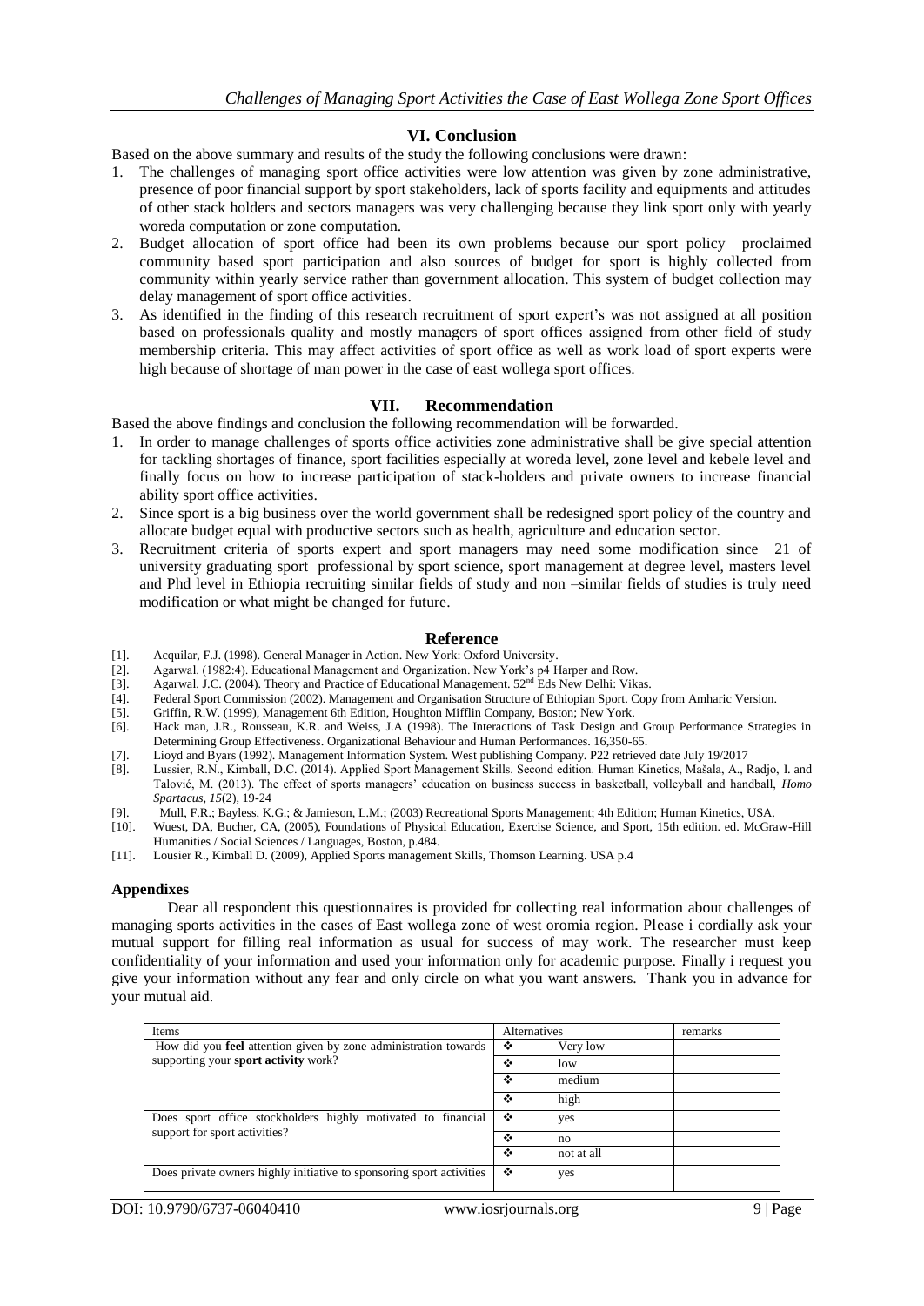## VI. Conclusion

Based on the above summary and results of the study the following conclusions were drawn:

1. The challenges of managing sport office activities were low attention was given by zone administrative, presence of poor financial support by sport stakeholders, lack of sports facility and equipments and attitudes of other stack holders and sectors managers was very challenging because they link sport only with yearly woreda computation or zone computation.
2. Budget allocation of sport office had been its own problems because our sport policy proclaimed community based sport participation and also sources of budget for sport is highly collected from community within yearly service rather than government allocation. This system of budget collection may delay management of sport office activities.
3. As identified in the finding of this research recruitment of sport expert's was not assigned at all position based on professionals quality and mostly managers of sport offices assigned from other field of study membership criteria. This may affect activities of sport office as well as work load of sport experts were high because of shortage of man power in the case of east wollega sport offices.

## VII. Recommendation

Based the above findings and conclusion the following recommendation will be forwarded.

1. In order to manage challenges of sports office activities zone administrative shall be give special attention for tackling shortages of finance, sport facilities especially at woreda level, zone level and kebele level and finally focus on how to increase participation of stack-holders and private owners to increase financial ability sport office activities.
2. Since sport is a big business over the world government shall be redesigned sport policy of the country and allocate budget equal with productive sectors such as health, agriculture and education sector.
3. Recruitment criteria of sports expert and sport managers may need some modification since 21 of university graduating sport professional by sport science, sport management at degree level, masters level and Phd level in Ethiopia recruiting similar fields of study and non –similar fields of studies is truly need modification or what might be changed for future.

## Reference

[1]. Acquilar, F.J. (1998). General Manager in Action. New York: Oxford University.
[2]. Agarwal. (1982:4). Educational Management and Organization. New York's p4 Harper and Row.
[3]. Agarwal. J.C. (2004). Theory and Practice of Educational Management. 52nd Eds New Delhi: Vikas.
[4]. Federal Sport Commission (2002). Management and Organisation Structure of Ethiopian Sport. Copy from Amharic Version.
[5]. Griffin, R.W. (1999), Management 6th Edition, Houghton Mifflin Company, Boston; New York.
[6]. Hack man, J.R., Rousseau, K.R. and Weiss, J.A (1998). The Interactions of Task Design and Group Performance Strategies in Determining Group Effectiveness. Organizational Behaviour and Human Performances. 16,350-65.
[7]. Lioyd and Byars (1992). Management Information System. West publishing Company. P22 retrieved date July 19/2017
[8]. Lussier, R.N., Kimball, D.C. (2014). Applied Sport Management Skills. Second edition. Human Kinetics, Mašala, A., Radjo, I. and Talović, M. (2013). The effect of sports managers' education on business success in basketball, volleyball and handball, *Homo Spartacus, 15*(2), 19-24
[9]. Mull, F.R.; Bayless, K.G.; & Jamieson, L.M.; (2003) Recreational Sports Management; 4th Edition; Human Kinetics, USA.
[10]. Wuest, DA, Bucher, CA, (2005), Foundations of Physical Education, Exercise Science, and Sport, 15th edition. ed. McGraw-Hill Humanities / Social Sciences / Languages, Boston, p.484.
[11]. Lousier R., Kimball D. (2009), Applied Sports management Skills, Thomson Learning. USA p.4

### Appendixes

Dear all respondent this questionnaires is provided for collecting real information about challenges of managing sports activities in the cases of East wollega zone of west oromia region. Please i cordially ask your mutual support for filling real information as usual for success of may work. The researcher must keep confidentiality of your information and used your information only for academic purpose. Finally i request you give your information without any fear and only circle on what you want answers. Thank you in advance for your mutual aid.

| Items | Alternatives | remarks |
|---|---|---|
| How did you **feel** attention given by zone administration towards supporting your **sport activity** work? | ❖ Very low | |
| | ❖ low | |
| | ❖ medium | |
| | ❖ high | |
| Does sport office stockholders highly motivated to financial support for sport activities? | ❖ yes | |
| | ❖ no | |
| | ❖ not at all | |
| Does private owners highly initiative to sponsoring sport activities | ❖ yes | |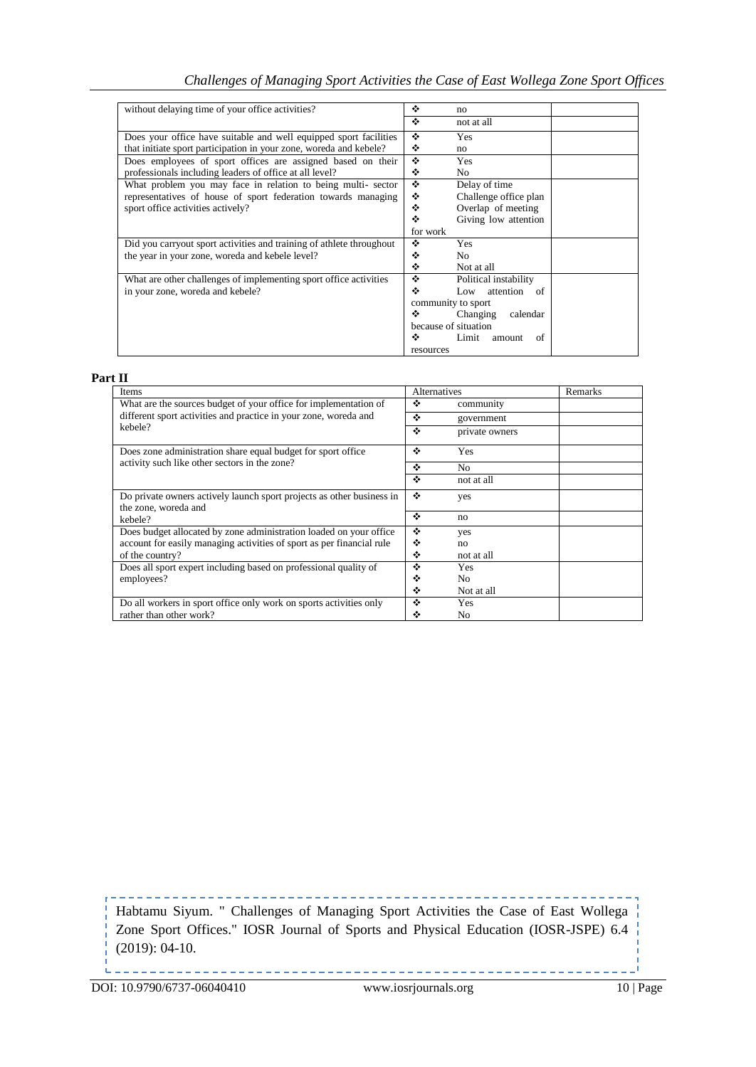| | | |
|---|---|---|
| without delaying time of your office activities? | ❖ no<br>❖ not at all | |
| Does your office have suitable and well equipped sport facilities that initiate sport participation in your zone, woreda and kebele? | ❖ Yes<br>❖ no | |
| Does employees of sport offices are assigned based on their professionals including leaders of office at all level? | ❖ Yes<br>❖ No | |
| What problem you may face in relation to being multi- sector representatives of house of sport federation towards managing sport office activities actively? | ❖ Delay of time<br>❖ Challenge office plan<br>❖ Overlap of meeting<br>❖ Giving low attention for work | |
| Did you carryout sport activities and training of athlete throughout the year in your zone, woreda and kebele level? | ❖ Yes<br>❖ No<br>❖ Not at all | |
| What are other challenges of implementing sport office activities in your zone, woreda and kebele? | ❖ Political instability<br>❖ Low attention of community to sport<br>❖ Changing calendar because of situation<br>❖ Limit amount of resources | |

**Part II**

| Items | Alternatives | Remarks |
|---|---|---|
| What are the sources budget of your office for implementation of different sport activities and practice in your zone, woreda and kebele? | ❖ community<br>❖ government<br>❖ private owners | |
| Does zone administration share equal budget for sport office activity such like other sectors in the zone? | ❖ Yes<br>❖ No<br>❖ not at all | |
| Do private owners actively launch sport projects as other business in the zone, woreda and kebele? | ❖ yes<br>❖ no | |
| Does budget allocated by zone administration loaded on your office account for easily managing activities of sport as per financial rule of the country? | ❖ yes<br>❖ no<br>❖ not at all | |
| Does all sport expert including based on professional quality of employees? | ❖ Yes<br>❖ No<br>❖ Not at all | |
| Do all workers in sport office only work on sports activities only rather than other work? | ❖ Yes<br>❖ No | |

Habtamu Siyum. " Challenges of Managing Sport Activities the Case of East Wollega Zone Sport Offices." IOSR Journal of Sports and Physical Education (IOSR-JSPE) 6.4 (2019): 04-10.